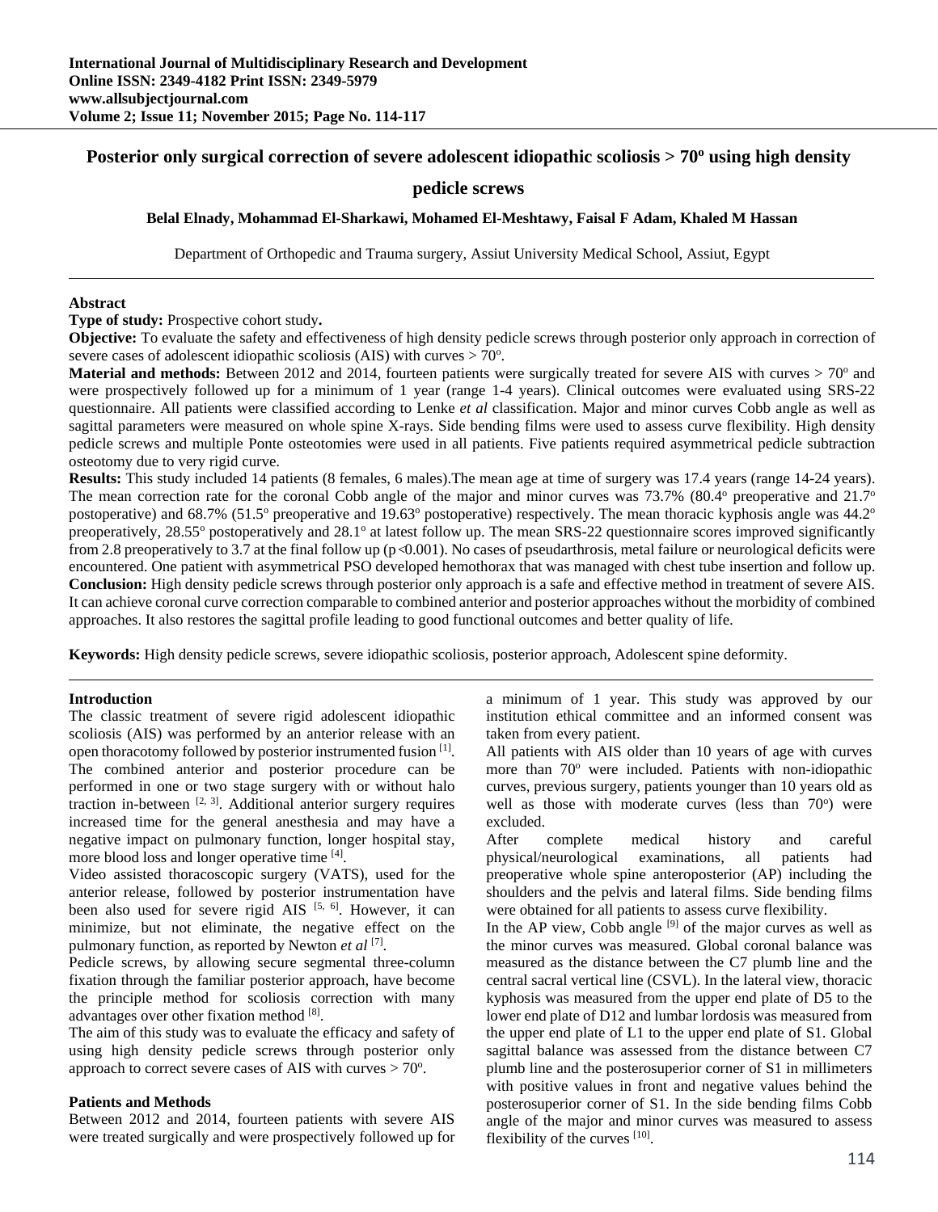# Posterior only surgical correction of severe adolescent idiopathic scoliosis > 70º using high density pedicle screws

**Belal Elnady, Mohammad El-Sharkawi, Mohamed El-Meshtawy, Faisal F Adam, Khaled M Hassan**

Department of Orthopedic and Trauma surgery, Assiut University Medical School, Assiut, Egypt

## Abstract

**Type of study:** Prospective cohort study**.**

**Objective:** To evaluate the safety and effectiveness of high density pedicle screws through posterior only approach in correction of severe cases of adolescent idiopathic scoliosis (AIS) with curves > 70º.

**Material and methods:** Between 2012 and 2014, fourteen patients were surgically treated for severe AIS with curves > 70º and were prospectively followed up for a minimum of 1 year (range 1-4 years). Clinical outcomes were evaluated using SRS-22 questionnaire. All patients were classified according to Lenke *et al* classification. Major and minor curves Cobb angle as well as sagittal parameters were measured on whole spine X-rays. Side bending films were used to assess curve flexibility. High density pedicle screws and multiple Ponte osteotomies were used in all patients. Five patients required asymmetrical pedicle subtraction osteotomy due to very rigid curve.

**Results:** This study included 14 patients (8 females, 6 males).The mean age at time of surgery was 17.4 years (range 14-24 years). The mean correction rate for the coronal Cobb angle of the major and minor curves was 73.7% (80.4º preoperative and 21.7º postoperative) and 68.7% (51.5º preoperative and 19.63º postoperative) respectively. The mean thoracic kyphosis angle was 44.2º preoperatively, 28.55º postoperatively and 28.1º at latest follow up. The mean SRS-22 questionnaire scores improved significantly from 2.8 preoperatively to 3.7 at the final follow up ($p < 0.001$). No cases of pseudarthrosis, metal failure or neurological deficits were encountered. One patient with asymmetrical PSO developed hemothorax that was managed with chest tube insertion and follow up.

**Conclusion:** High density pedicle screws through posterior only approach is a safe and effective method in treatment of severe AIS. It can achieve coronal curve correction comparable to combined anterior and posterior approaches without the morbidity of combined approaches. It also restores the sagittal profile leading to good functional outcomes and better quality of life.

**Keywords:** High density pedicle screws, severe idiopathic scoliosis, posterior approach, Adolescent spine deformity.

## Introduction

The classic treatment of severe rigid adolescent idiopathic scoliosis (AIS) was performed by an anterior release with an open thoracotomy followed by posterior instrumented fusion [1]. The combined anterior and posterior procedure can be performed in one or two stage surgery with or without halo traction in-between [2, 3]. Additional anterior surgery requires increased time for the general anesthesia and may have a negative impact on pulmonary function, longer hospital stay, more blood loss and longer operative time [4].

Video assisted thoracoscopic surgery (VATS), used for the anterior release, followed by posterior instrumentation have been also used for severe rigid AIS [5, 6]. However, it can minimize, but not eliminate, the negative effect on the pulmonary function, as reported by Newton *et al* [7].

Pedicle screws, by allowing secure segmental three-column fixation through the familiar posterior approach, have become the principle method for scoliosis correction with many advantages over other fixation method [8].

The aim of this study was to evaluate the efficacy and safety of using high density pedicle screws through posterior only approach to correct severe cases of AIS with curves > 70º.

## Patients and Methods

Between 2012 and 2014, fourteen patients with severe AIS were treated surgically and were prospectively followed up for a minimum of 1 year. This study was approved by our institution ethical committee and an informed consent was taken from every patient.

All patients with AIS older than 10 years of age with curves more than 70º were included. Patients with non-idiopathic curves, previous surgery, patients younger than 10 years old as well as those with moderate curves (less than 70º) were excluded.

After complete medical history and careful physical/neurological examinations, all patients had preoperative whole spine anteroposterior (AP) including the shoulders and the pelvis and lateral films. Side bending films were obtained for all patients to assess curve flexibility.

In the AP view, Cobb angle [9] of the major curves as well as the minor curves was measured. Global coronal balance was measured as the distance between the C7 plumb line and the central sacral vertical line (CSVL). In the lateral view, thoracic kyphosis was measured from the upper end plate of D5 to the lower end plate of D12 and lumbar lordosis was measured from the upper end plate of L1 to the upper end plate of S1. Global sagittal balance was assessed from the distance between C7 plumb line and the posterosuperior corner of S1 in millimeters with positive values in front and negative values behind the posterosuperior corner of S1. In the side bending films Cobb angle of the major and minor curves was measured to assess flexibility of the curves [10].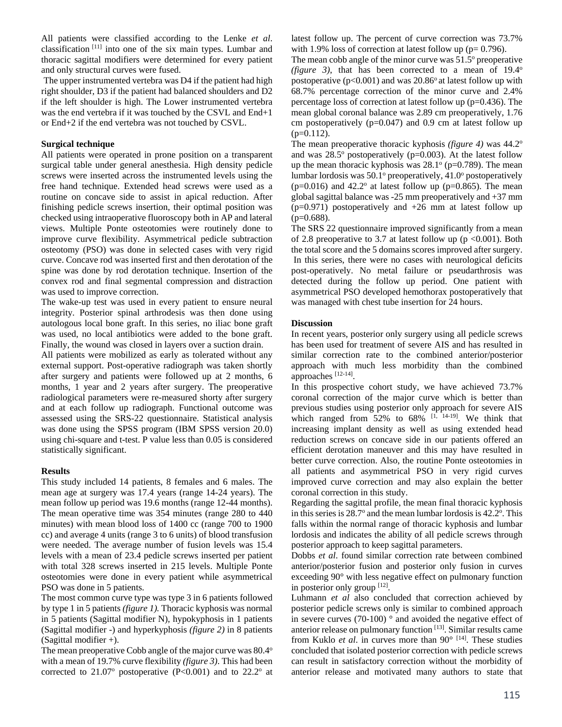All patients were classified according to the Lenke *et al*. classification [11] into one of the six main types. Lumbar and thoracic sagittal modifiers were determined for every patient and only structural curves were fused.

The upper instrumented vertebra was D4 if the patient had high right shoulder, D3 if the patient had balanced shoulders and D2 if the left shoulder is high. The Lower instrumented vertebra was the end vertebra if it was touched by the CSVL and End+1 or End+2 if the end vertebra was not touched by CSVL.

**Surgical technique**

All patients were operated in prone position on a transparent surgical table under general anesthesia. High density pedicle screws were inserted across the instrumented levels using the free hand technique. Extended head screws were used as a routine on concave side to assist in apical reduction. After finishing pedicle screws insertion, their optimal position was checked using intraoperative fluoroscopy both in AP and lateral views. Multiple Ponte osteotomies were routinely done to improve curve flexibility. Asymmetrical pedicle subtraction osteotomy (PSO) was done in selected cases with very rigid curve. Concave rod was inserted first and then derotation of the spine was done by rod derotation technique. Insertion of the convex rod and final segmental compression and distraction was used to improve correction.

The wake-up test was used in every patient to ensure neural integrity. Posterior spinal arthrodesis was then done using autologous local bone graft. In this series, no iliac bone graft was used, no local antibiotics were added to the bone graft. Finally, the wound was closed in layers over a suction drain.

All patients were mobilized as early as tolerated without any external support. Post-operative radiograph was taken shortly after surgery and patients were followed up at 2 months, 6 months, 1 year and 2 years after surgery. The preoperative radiological parameters were re-measured shorty after surgery and at each follow up radiograph. Functional outcome was assessed using the SRS-22 questionnaire. Statistical analysis was done using the SPSS program (IBM SPSS version 20.0) using chi-square and t-test. P value less than 0.05 is considered statistically significant.

**Results**

This study included 14 patients, 8 females and 6 males. The mean age at surgery was 17.4 years (range 14-24 years). The mean follow up period was 19.6 months (range 12-44 months). The mean operative time was 354 minutes (range 280 to 440 minutes) with mean blood loss of 1400 cc (range 700 to 1900 cc) and average 4 units (range 3 to 6 units) of blood transfusion were needed. The average number of fusion levels was 15.4 levels with a mean of 23.4 pedicle screws inserted per patient with total 328 screws inserted in 215 levels. Multiple Ponte osteotomies were done in every patient while asymmetrical PSO was done in 5 patients.

The most common curve type was type 3 in 6 patients followed by type 1 in 5 patients *(figure 1).* Thoracic kyphosis was normal in 5 patients (Sagittal modifier N), hypokyphosis in 1 patients (Sagittal modifier -) and hyperkyphosis *(figure 2)* in 8 patients (Sagittal modifier +).

The mean preoperative Cobb angle of the major curve was 80.4$^{o}$ with a mean of 19.7% curve flexibility *(figure 3)*. This had been corrected to 21.07$^{o}$ postoperative ($P<0.001$) and to 22.2$^{o}$ at latest follow up. The percent of curve correction was 73.7% with 1.9% loss of correction at latest follow up ($p= 0.796$).

The mean cobb angle of the minor curve was 51.5$^{o}$ preoperative *(figure 3)*, that has been corrected to a mean of 19.4$^{o}$ postoperative ($p<0.001$) and was 20.86$^{o}$ at latest follow up with 68.7% percentage correction of the minor curve and 2.4% percentage loss of correction at latest follow up ($p=0.436$). The mean global coronal balance was 2.89 cm preoperatively, 1.76 cm postoperatively ($p=0.047$) and 0.9 cm at latest follow up ($p=0.112$).

The mean preoperative thoracic kyphosis *(figure 4)* was 44.2$^{o}$ and was 28.5$^{o}$ postoperatively ($p=0.003$). At the latest follow up the mean thoracic kyphosis was 28.1$^{o}$ ($p=0.789$). The mean lumbar lordosis was 50.1$^{o}$ preoperatively, 41.0$^{o}$ postoperatively ($p=0.016$) and 42.2$^{o}$ at latest follow up ($p=0.865$). The mean global sagittal balance was -25 mm preoperatively and +37 mm ($p=0.971$) postoperatively and +26 mm at latest follow up ($p=0.688$).

The SRS 22 questionnaire improved significantly from a mean of 2.8 preoperative to 3.7 at latest follow up ($p<0.001$). Both the total score and the 5 domains scores improved after surgery. In this series, there were no cases with neurological deficits post-operatively. No metal failure or pseudarthrosis was detected during the follow up period. One patient with asymmetrical PSO developed hemothorax postoperatively that was managed with chest tube insertion for 24 hours.

**Discussion**

In recent years, posterior only surgery using all pedicle screws has been used for treatment of severe AIS and has resulted in similar correction rate to the combined anterior/posterior approach with much less morbidity than the combined approaches [12-14].

In this prospective cohort study, we have achieved 73.7% coronal correction of the major curve which is better than previous studies using posterior only approach for severe AIS which ranged from 52% to 68% [1, 14-19]. We think that increasing implant density as well as using extended head reduction screws on concave side in our patients offered an efficient derotation maneuver and this may have resulted in better curve correction. Also, the routine Ponte osteotomies in all patients and asymmetrical PSO in very rigid curves improved curve correction and may also explain the better coronal correction in this study.

Regarding the sagittal profile, the mean final thoracic kyphosis in this series is 28.7$^{o}$ and the mean lumbar lordosis is 42.2$^{o}$. This falls within the normal range of thoracic kyphosis and lumbar lordosis and indicates the ability of all pedicle screws through posterior approach to keep sagittal parameters.

Dobbs *et al*. found similar correction rate between combined anterior/posterior fusion and posterior only fusion in curves exceeding 90° with less negative effect on pulmonary function in posterior only group [12].

Luhmann *et al* also concluded that correction achieved by posterior pedicle screws only is similar to combined approach in severe curves (70-100) ° and avoided the negative effect of anterior release on pulmonary function [13]. Similar results came from Kuklo *et al*. in curves more than 90° [14]. These studies concluded that isolated posterior correction with pedicle screws can result in satisfactory correction without the morbidity of anterior release and motivated many authors to state that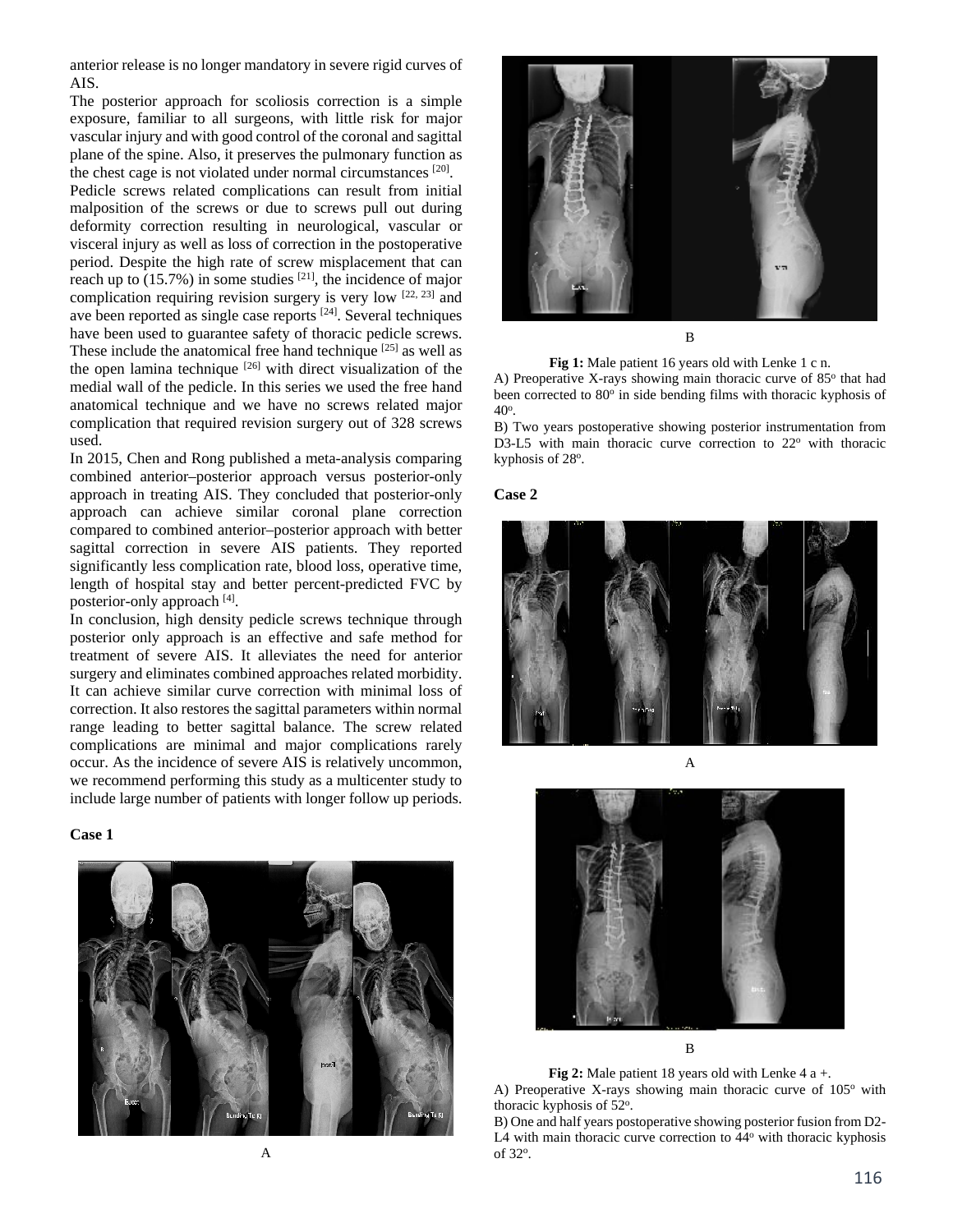anterior release is no longer mandatory in severe rigid curves of AIS.

The posterior approach for scoliosis correction is a simple exposure, familiar to all surgeons, with little risk for major vascular injury and with good control of the coronal and sagittal plane of the spine. Also, it preserves the pulmonary function as the chest cage is not violated under normal circumstances [20].

Pedicle screws related complications can result from initial malposition of the screws or due to screws pull out during deformity correction resulting in neurological, vascular or visceral injury as well as loss of correction in the postoperative period. Despite the high rate of screw misplacement that can reach up to (15.7%) in some studies [21], the incidence of major complication requiring revision surgery is very low [22, 23] and ave been reported as single case reports [24]. Several techniques have been used to guarantee safety of thoracic pedicle screws. These include the anatomical free hand technique [25] as well as the open lamina technique [26] with direct visualization of the medial wall of the pedicle. In this series we used the free hand anatomical technique and we have no screws related major complication that required revision surgery out of 328 screws used.

In 2015, Chen and Rong published a meta-analysis comparing combined anterior–posterior approach versus posterior-only approach in treating AIS. They concluded that posterior-only approach can achieve similar coronal plane correction compared to combined anterior–posterior approach with better sagittal correction in severe AIS patients. They reported significantly less complication rate, blood loss, operative time, length of hospital stay and better percent-predicted FVC by posterior-only approach [4].

In conclusion, high density pedicle screws technique through posterior only approach is an effective and safe method for treatment of severe AIS. It alleviates the need for anterior surgery and eliminates combined approaches related morbidity. It can achieve similar curve correction with minimal loss of correction. It also restores the sagittal parameters within normal range leading to better sagittal balance. The screw related complications are minimal and major complications rarely occur. As the incidence of severe AIS is relatively uncommon, we recommend performing this study as a multicenter study to include large number of patients with longer follow up periods.

**Case 1**

A

B

**Fig 1:** Male patient 16 years old with Lenke 1 c n.

A) Preoperative X-rays showing main thoracic curve of 85° that had been corrected to 80° in side bending films with thoracic kyphosis of 40°.

B) Two years postoperative showing posterior instrumentation from D3-L5 with main thoracic curve correction to 22° with thoracic kyphosis of 28°.

**Case 2**

A

B

**Fig 2:** Male patient 18 years old with Lenke 4 a +.

A) Preoperative X-rays showing main thoracic curve of 105° with thoracic kyphosis of 52°.

B) One and half years postoperative showing posterior fusion from D2-L4 with main thoracic curve correction to 44° with thoracic kyphosis of 32°.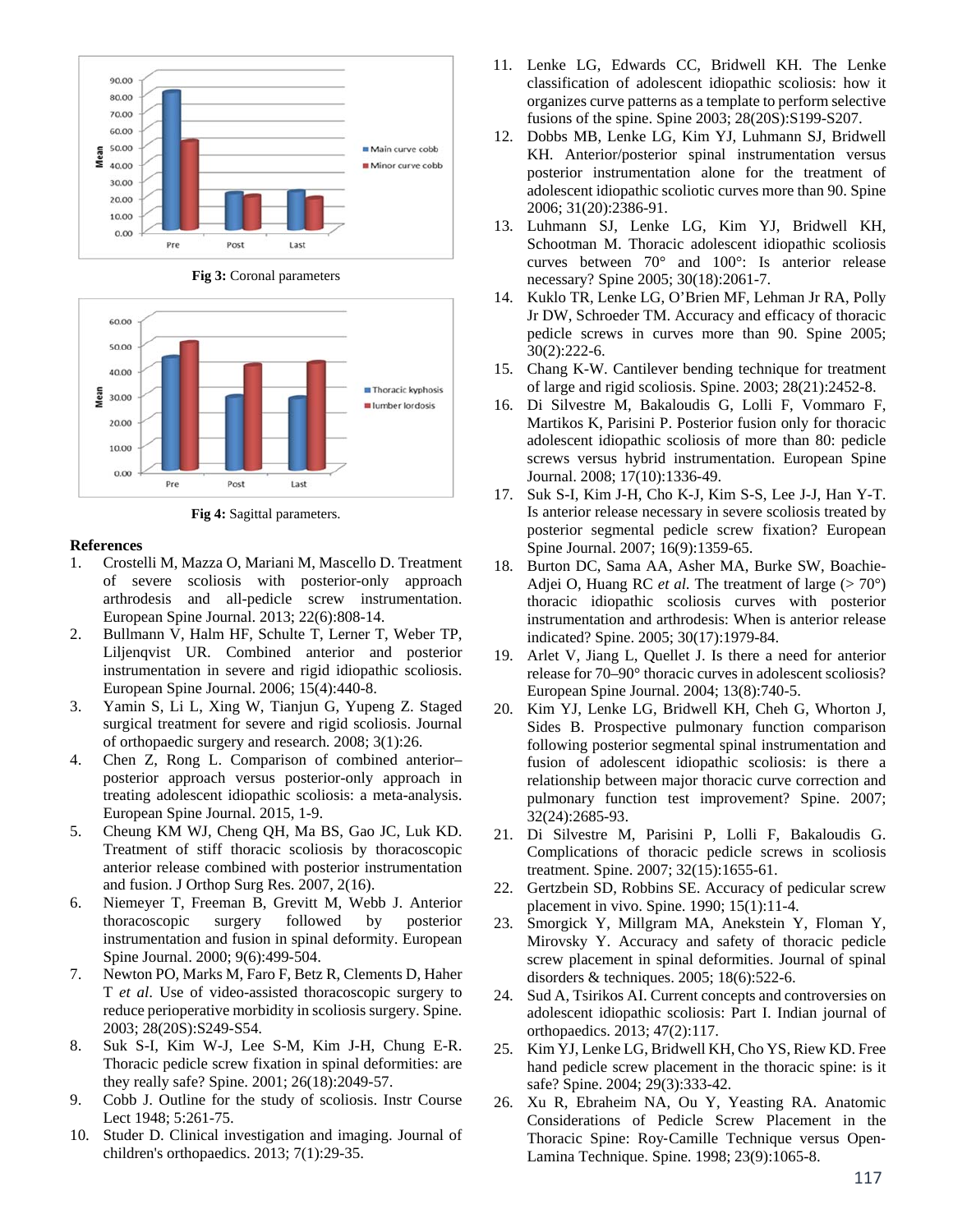90.00
80.00
70.00
60.00
50.00
40.00
30.00
20.00
10.00
0.00

Mean

Pre
Post
Last

Main curve cobb
Minor curve cobb

**Fig 3:** Coronal parameters

60.00
50.00
40.00
30.00
20.00
10.00
0.00

Mean

Pre
Post
Last

Thoracic kyphosis
lumber lordosis

**Fig 4:** Sagittal parameters.

## References

1. Crostelli M, Mazza O, Mariani M, Mascello D. Treatment of severe scoliosis with posterior-only approach arthrodesis and all-pedicle screw instrumentation. European Spine Journal. 2013; 22(6):808-14.
2. Bullmann V, Halm HF, Schulte T, Lerner T, Weber TP, Liljenqvist UR. Combined anterior and posterior instrumentation in severe and rigid idiopathic scoliosis. European Spine Journal. 2006; 15(4):440-8.
3. Yamin S, Li L, Xing W, Tianjun G, Yupeng Z. Staged surgical treatment for severe and rigid scoliosis. Journal of orthopaedic surgery and research. 2008; 3(1):26.
4. Chen Z, Rong L. Comparison of combined anterior–posterior approach versus posterior-only approach in treating adolescent idiopathic scoliosis: a meta-analysis. European Spine Journal. 2015, 1-9.
5. Cheung KM WJ, Cheng QH, Ma BS, Gao JC, Luk KD. Treatment of stiff thoracic scoliosis by thoracoscopic anterior release combined with posterior instrumentation and fusion. J Orthop Surg Res. 2007, 2(16).
6. Niemeyer T, Freeman B, Grevitt M, Webb J. Anterior thoracoscopic surgery followed by posterior instrumentation and fusion in spinal deformity. European Spine Journal. 2000; 9(6):499-504.
7. Newton PO, Marks M, Faro F, Betz R, Clements D, Haher T *et al*. Use of video-assisted thoracoscopic surgery to reduce perioperative morbidity in scoliosis surgery. Spine. 2003; 28(20S):S249-S54.
8. Suk S-I, Kim W-J, Lee S-M, Kim J-H, Chung E-R. Thoracic pedicle screw fixation in spinal deformities: are they really safe? Spine. 2001; 26(18):2049-57.
9. Cobb J. Outline for the study of scoliosis. Instr Course Lect 1948; 5:261-75.
10. Studer D. Clinical investigation and imaging. Journal of children's orthopaedics. 2013; 7(1):29-35.
11. Lenke LG, Edwards CC, Bridwell KH. The Lenke classification of adolescent idiopathic scoliosis: how it organizes curve patterns as a template to perform selective fusions of the spine. Spine 2003; 28(20S):S199-S207.
12. Dobbs MB, Lenke LG, Kim YJ, Luhmann SJ, Bridwell KH. Anterior/posterior spinal instrumentation versus posterior instrumentation alone for the treatment of adolescent idiopathic scoliotic curves more than 90. Spine 2006; 31(20):2386-91.
13. Luhmann SJ, Lenke LG, Kim YJ, Bridwell KH, Schootman M. Thoracic adolescent idiopathic scoliosis curves between 70° and 100°: Is anterior release necessary? Spine 2005; 30(18):2061-7.
14. Kuklo TR, Lenke LG, O'Brien MF, Lehman Jr RA, Polly Jr DW, Schroeder TM. Accuracy and efficacy of thoracic pedicle screws in curves more than 90. Spine 2005; 30(2):222-6.
15. Chang K-W. Cantilever bending technique for treatment of large and rigid scoliosis. Spine. 2003; 28(21):2452-8.
16. Di Silvestre M, Bakaloudis G, Lolli F, Vommaro F, Martikos K, Parisini P. Posterior fusion only for thoracic adolescent idiopathic scoliosis of more than 80: pedicle screws versus hybrid instrumentation. European Spine Journal. 2008; 17(10):1336-49.
17. Suk S-I, Kim J-H, Cho K-J, Kim S-S, Lee J-J, Han Y-T. Is anterior release necessary in severe scoliosis treated by posterior segmental pedicle screw fixation? European Spine Journal. 2007; 16(9):1359-65.
18. Burton DC, Sama AA, Asher MA, Burke SW, Boachie-Adjei O, Huang RC *et al.* The treatment of large (> 70°) thoracic idiopathic scoliosis curves with posterior instrumentation and arthrodesis: When is anterior release indicated? Spine. 2005; 30(17):1979-84.
19. Arlet V, Jiang L, Quellet J. Is there a need for anterior release for 70–90° thoracic curves in adolescent scoliosis? European Spine Journal. 2004; 13(8):740-5.
20. Kim YJ, Lenke LG, Bridwell KH, Cheh G, Whorton J, Sides B. Prospective pulmonary function comparison following posterior segmental spinal instrumentation and fusion of adolescent idiopathic scoliosis: is there a relationship between major thoracic curve correction and pulmonary function test improvement? Spine. 2007; 32(24):2685-93.
21. Di Silvestre M, Parisini P, Lolli F, Bakaloudis G. Complications of thoracic pedicle screws in scoliosis treatment. Spine. 2007; 32(15):1655-61.
22. Gertzbein SD, Robbins SE. Accuracy of pedicular screw placement in vivo. Spine. 1990; 15(1):11-4.
23. Smorgick Y, Millgram MA, Anekstein Y, Floman Y, Mirovsky Y. Accuracy and safety of thoracic pedicle screw placement in spinal deformities. Journal of spinal disorders & techniques. 2005; 18(6):522-6.
24. Sud A, Tsirikos AI. Current concepts and controversies on adolescent idiopathic scoliosis: Part I. Indian journal of orthopaedics. 2013; 47(2):117.
25. Kim YJ, Lenke LG, Bridwell KH, Cho YS, Riew KD. Free hand pedicle screw placement in the thoracic spine: is it safe? Spine. 2004; 29(3):333-42.
26. Xu R, Ebraheim NA, Ou Y, Yeasting RA. Anatomic Considerations of Pedicle Screw Placement in the Thoracic Spine: Roy-Camille Technique versus Open-Lamina Technique. Spine. 1998; 23(9):1065-8.